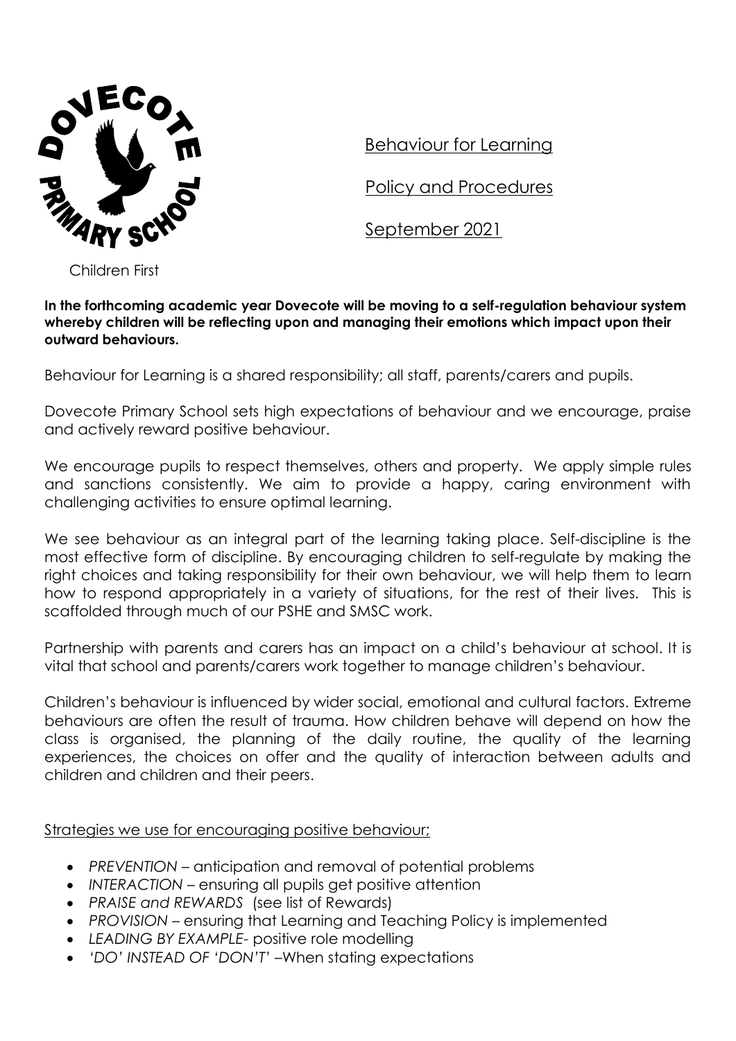DOVECOTE PRIMARY SCHOOL

Children First

# Behaviour for Learning

# Policy and Procedures

# September 2021

**In the forthcoming academic year Dovecote will be moving to a self-regulation behaviour system whereby children will be reflecting upon and managing their emotions which impact upon their outward behaviours.**

Behaviour for Learning is a shared responsibility; all staff, parents/carers and pupils.

Dovecote Primary School sets high expectations of behaviour and we encourage, praise and actively reward positive behaviour.

We encourage pupils to respect themselves, others and property. We apply simple rules and sanctions consistently. We aim to provide a happy, caring environment with challenging activities to ensure optimal learning.

We see behaviour as an integral part of the learning taking place. Self-discipline is the most effective form of discipline. By encouraging children to self-regulate by making the right choices and taking responsibility for their own behaviour, we will help them to learn how to respond appropriately in a variety of situations, for the rest of their lives. This is scaffolded through much of our PSHE and SMSC work.

Partnership with parents and carers has an impact on a child's behaviour at school. It is vital that school and parents/carers work together to manage children's behaviour.

Children's behaviour is influenced by wider social, emotional and cultural factors. Extreme behaviours are often the result of trauma. How children behave will depend on how the class is organised, the planning of the daily routine, the quality of the learning experiences, the choices on offer and the quality of interaction between adults and children and children and their peers.

## Strategies we use for encouraging positive behaviour;

- *PREVENTION* – anticipation and removal of potential problems
- *INTERACTION* – ensuring all pupils get positive attention
- *PRAISE and REWARDS* (see list of Rewards)
- *PROVISION* – ensuring that Learning and Teaching Policy is implemented
- *LEADING BY EXAMPLE*- positive role modelling
- *'DO' INSTEAD OF 'DON'T'* –When stating expectations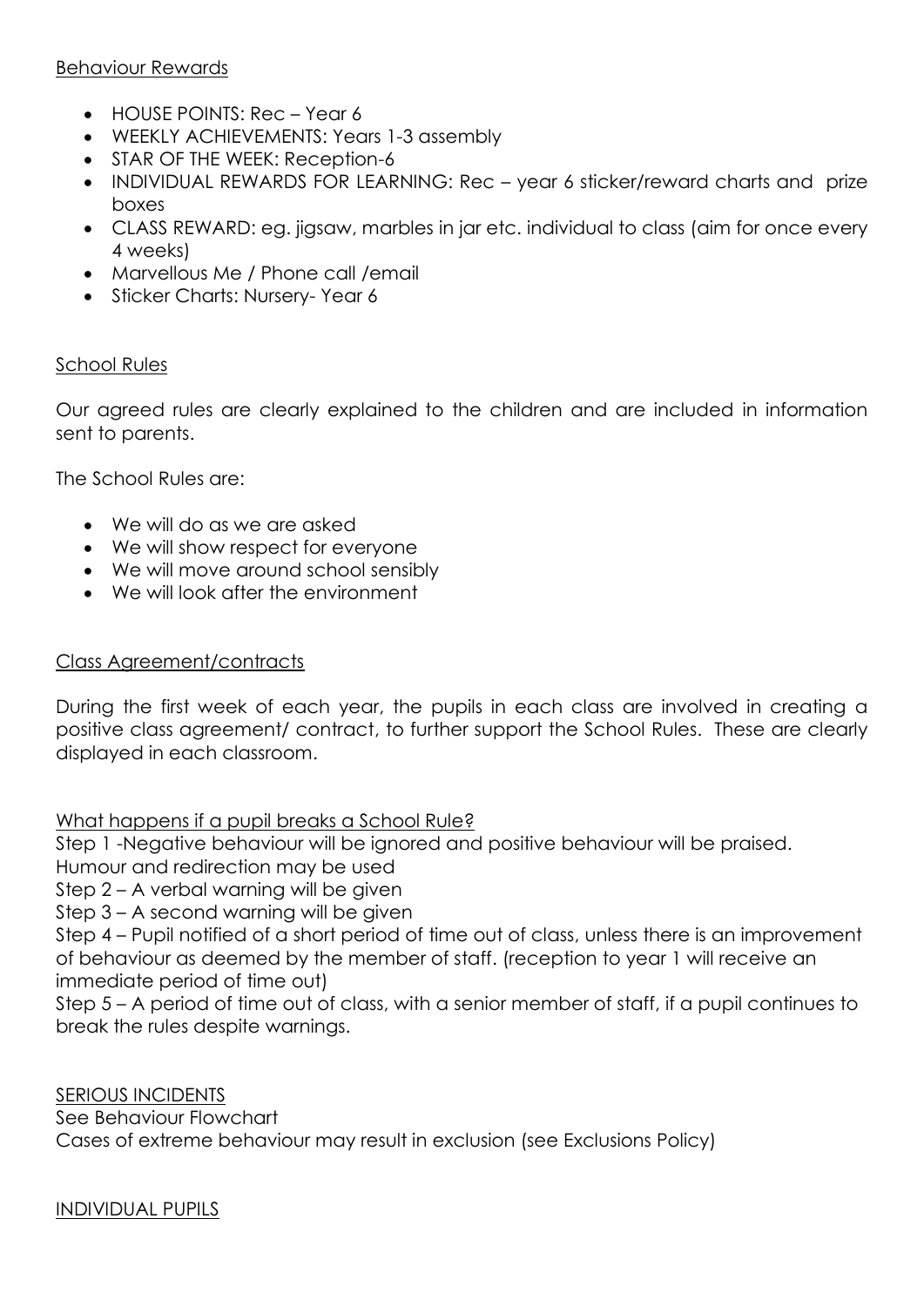<u>Behaviour Rewards</u>

- HOUSE POINTS: Rec – Year 6
- WEEKLY ACHIEVEMENTS: Years 1-3 assembly
- STAR OF THE WEEK: Reception-6
- INDIVIDUAL REWARDS FOR LEARNING: Rec – year 6 sticker/reward charts and prize boxes
- CLASS REWARD: eg. jigsaw, marbles in jar etc. individual to class (aim for once every 4 weeks)
- Marvellous Me / Phone call /email
- Sticker Charts: Nursery- Year 6

<u>School Rules</u>

Our agreed rules are clearly explained to the children and are included in information sent to parents.

The School Rules are:

- We will do as we are asked
- We will show respect for everyone
- We will move around school sensibly
- We will look after the environment

<u>Class Agreement/contracts</u>

During the first week of each year, the pupils in each class are involved in creating a positive class agreement/ contract, to further support the School Rules. These are clearly displayed in each classroom.

<u>What happens if a pupil breaks a School Rule?</u>

Step 1 -Negative behaviour will be ignored and positive behaviour will be praised. Humour and redirection may be used

Step 2 – A verbal warning will be given

Step 3 – A second warning will be given

Step 4 – Pupil notified of a short period of time out of class, unless there is an improvement of behaviour as deemed by the member of staff. (reception to year 1 will receive an immediate period of time out)

Step 5 – A period of time out of class, with a senior member of staff, if a pupil continues to break the rules despite warnings.

<u>SERIOUS INCIDENTS</u>

See Behaviour Flowchart

Cases of extreme behaviour may result in exclusion (see Exclusions Policy)

<u>INDIVIDUAL PUPILS</u>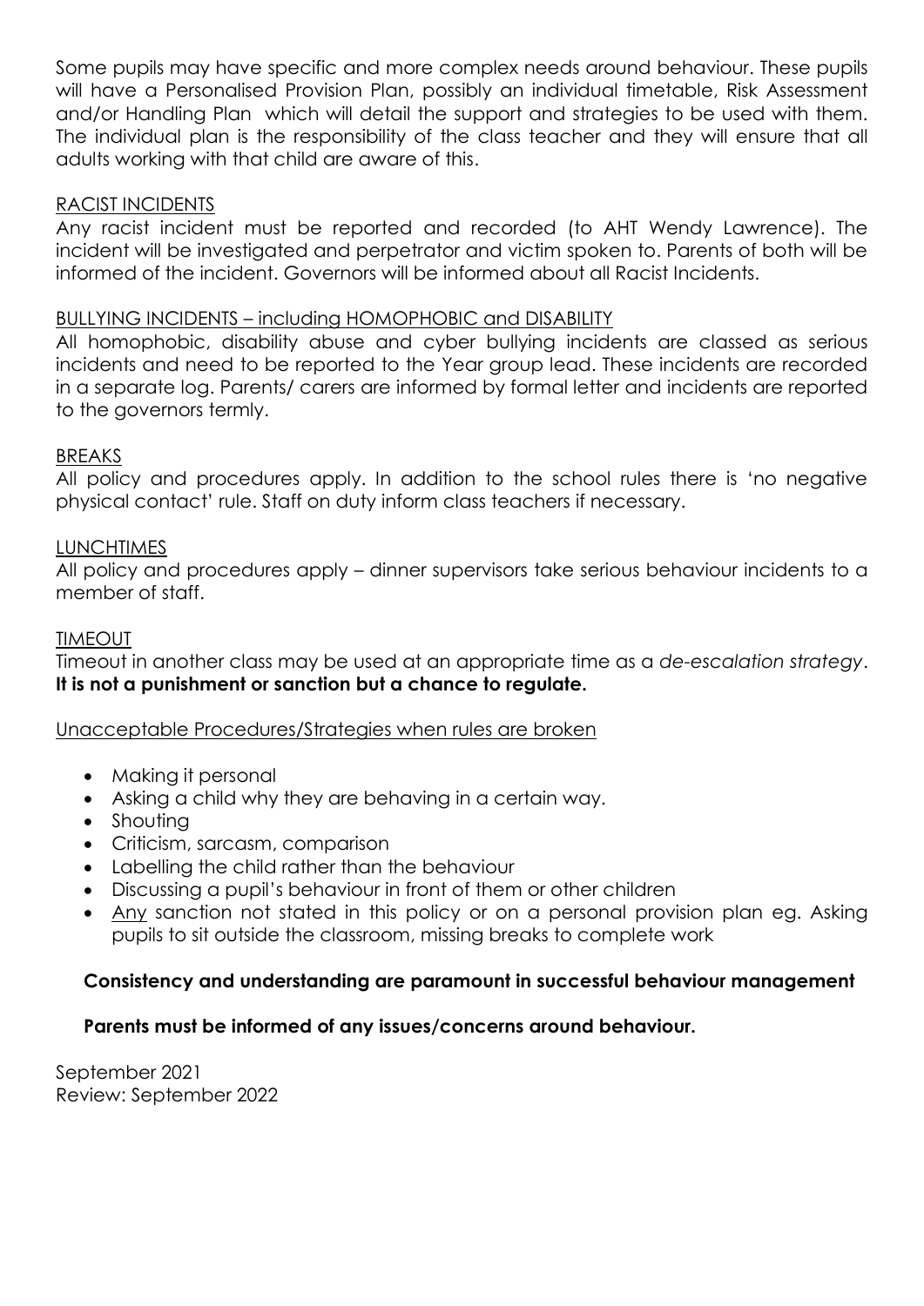Some pupils may have specific and more complex needs around behaviour. These pupils will have a Personalised Provision Plan, possibly an individual timetable, Risk Assessment and/or Handling Plan which will detail the support and strategies to be used with them. The individual plan is the responsibility of the class teacher and they will ensure that all adults working with that child are aware of this.

## RACIST INCIDENTS

Any racist incident must be reported and recorded (to AHT Wendy Lawrence). The incident will be investigated and perpetrator and victim spoken to. Parents of both will be informed of the incident. Governors will be informed about all Racist Incidents.

## BULLYING INCIDENTS – including HOMOPHOBIC and DISABILITY

All homophobic, disability abuse and cyber bullying incidents are classed as serious incidents and need to be reported to the Year group lead. These incidents are recorded in a separate log. Parents/ carers are informed by formal letter and incidents are reported to the governors termly.

## BREAKS

All policy and procedures apply. In addition to the school rules there is 'no negative physical contact' rule. Staff on duty inform class teachers if necessary.

## LUNCHTIMES

All policy and procedures apply – dinner supervisors take serious behaviour incidents to a member of staff.

## TIMEOUT

Timeout in another class may be used at an appropriate time as a *de-escalation strategy*. **It is not a punishment or sanction but a chance to regulate.**

## Unacceptable Procedures/Strategies when rules are broken

- Making it personal
- Asking a child why they are behaving in a certain way.
- Shouting
- Criticism, sarcasm, comparison
- Labelling the child rather than the behaviour
- Discussing a pupil's behaviour in front of them or other children
- Any sanction not stated in this policy or on a personal provision plan eg. Asking pupils to sit outside the classroom, missing breaks to complete work

**Consistency and understanding are paramount in successful behaviour management**

**Parents must be informed of any issues/concerns around behaviour.**

September 2021
Review: September 2022